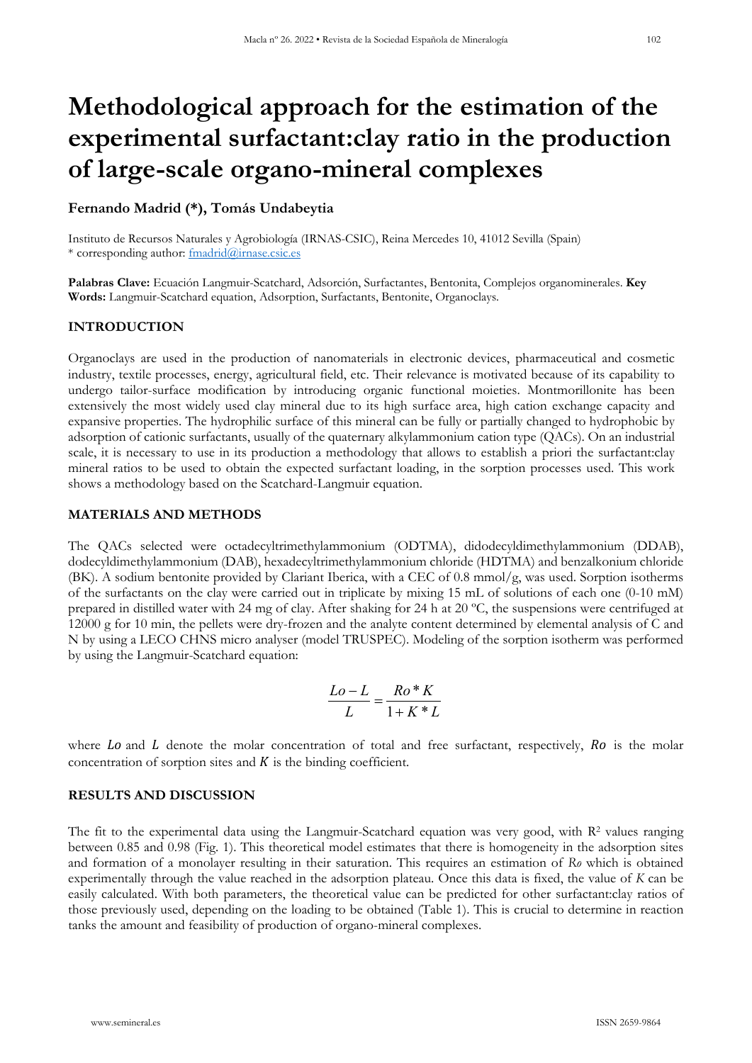# Methodological approach for the estimation of the experimental surfactant:clay ratio in the production of large-scale organo-mineral complexes

**Fernando Madrid (\*), Tomás Undabeytia**

Instituto de Recursos Naturales y Agrobiología (IRNAS-CSIC), Reina Mercedes 10, 41012 Sevilla (Spain)
\* corresponding author: fmadrid@irnase.csic.es

**Palabras Clave:** Ecuación Langmuir-Scatchard, Adsorción, Surfactantes, Bentonita, Complejos organominerales. **Key Words:** Langmuir-Scatchard equation, Adsorption, Surfactants, Bentonite, Organoclays.

## INTRODUCTION

Organoclays are used in the production of nanomaterials in electronic devices, pharmaceutical and cosmetic industry, textile processes, energy, agricultural field, etc. Their relevance is motivated because of its capability to undergo tailor-surface modification by introducing organic functional moieties. Montmorillonite has been extensively the most widely used clay mineral due to its high surface area, high cation exchange capacity and expansive properties. The hydrophilic surface of this mineral can be fully or partially changed to hydrophobic by adsorption of cationic surfactants, usually of the quaternary alkylammonium cation type (QACs). On an industrial scale, it is necessary to use in its production a methodology that allows to establish a priori the surfactant:clay mineral ratios to be used to obtain the expected surfactant loading, in the sorption processes used. This work shows a methodology based on the Scatchard-Langmuir equation.

## MATERIALS AND METHODS

The QACs selected were octadecyltrimethylammonium (ODTMA), didodecyldimethylammonium (DDAB), dodecyldimethylammonium (DAB), hexadecyltrimethylammonium chloride (HDTMA) and benzalkonium chloride (BK). A sodium bentonite provided by Clariant Iberica, with a CEC of 0.8 mmol/g, was used. Sorption isotherms of the surfactants on the clay were carried out in triplicate by mixing 15 mL of solutions of each one (0-10 mM) prepared in distilled water with 24 mg of clay. After shaking for 24 h at 20 ºC, the suspensions were centrifuged at 12000 g for 10 min, the pellets were dry-frozen and the analyte content determined by elemental analysis of C and N by using a LECO CHNS micro analyser (model TRUSPEC). Modeling of the sorption isotherm was performed by using the Langmuir-Scatchard equation:

$$\frac{Lo - L}{L} = \frac{Ro * K}{1 + K * L}$$

where $Lo$ and $L$ denote the molar concentration of total and free surfactant, respectively, $Ro$ is the molar concentration of sorption sites and $K$ is the binding coefficient.

## RESULTS AND DISCUSSION

The fit to the experimental data using the Langmuir-Scatchard equation was very good, with $R^2$ values ranging between 0.85 and 0.98 (Fig. 1). This theoretical model estimates that there is homogeneity in the adsorption sites and formation of a monolayer resulting in their saturation. This requires an estimation of *Ro* which is obtained experimentally through the value reached in the adsorption plateau. Once this data is fixed, the value of *K* can be easily calculated. With both parameters, the theoretical value can be predicted for other surfactant:clay ratios of those previously used, depending on the loading to be obtained (Table 1). This is crucial to determine in reaction tanks the amount and feasibility of production of organo-mineral complexes.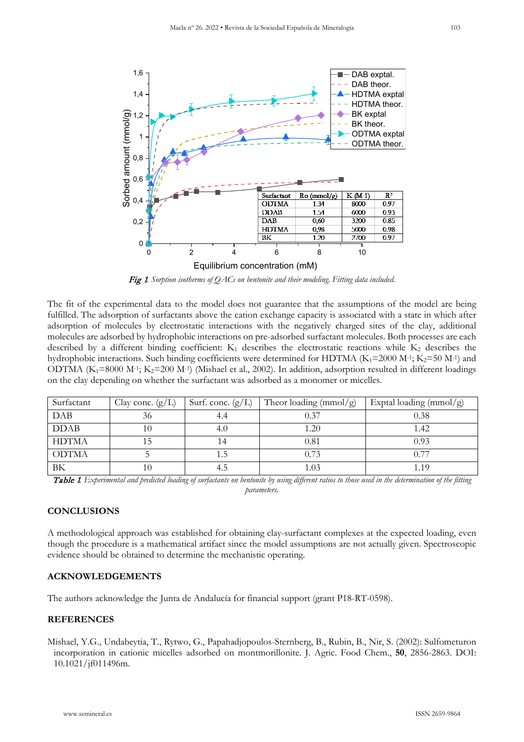1,6
1,4
1,2
1
0,8
0,6
0,4
0,2
0

Sorbed amount (mmol/g)

0 2 4 6 8 10

Equilibrium concentration (mM)

DAB exptal.
DAB theor.
HDTMA exptal
HDTMA theor.
BK exptal
BK theor.
ODTMA exptal
ODTMA theor.

Surfactant | Ro (mmol/g) | K (M-1) | $R^2$
ODTMA | 1.34 | 8000 | 0.97
DDAB | 1.54 | 6000 | 0.93
DAB | 0,60 | 3200 | 0.85
HDTMA | 0,98 | 5000 | 0.98
BK | 1.20 | 2700 | 0.97

***Fig 1****. Sorption isotherms of QACs on bentonite and their modeling. Fitting data included.*

The fit of the experimental data to the model does not guarantee that the assumptions of the model are being fulfilled. The adsorption of surfactants above the cation exchange capacity is associated with a state in which after adsorption of molecules by electrostatic interactions with the negatively charged sites of the clay, additional molecules are adsorbed by hydrophobic interactions on pre-adsorbed surfactant molecules. Both processes are each described by a different binding coefficient: $K_1$ describes the electrostatic reactions while $K_2$ describes the hydrophobic interactions. Such binding coefficients were determined for HDTMA ($K_1$=2000 $M^{-1}$; $K_2$=50 $M^{-1}$) and ODTMA ($K_1$=8000 $M^{-1}$; $K_2$=200 $M^{-1}$) (Mishael et al., 2002). In addition, adsorption resulted in different loadings on the clay depending on whether the surfactant was adsorbed as a monomer or micelles.

| Surfactant | Clay conc. (g/L) | Surf. conc. (g/L) | Theor loading (mmol/g) | Exptal loading (mmol/g) |
|---|---|---|---|---|
| DAB | 36 | 4.4 | 0.37 | 0.38 |
| DDAB | 10 | 4.0 | 1.20 | 1.42 |
| HDTMA | 15 | 14 | 0.81 | 0.93 |
| ODTMA | 5 | 1.5 | 0.73 | 0.77 |
| BK | 10 | 4.5 | 1.03 | 1.19 |

***Table 1****. Experimental and predicted loading of surfactants on bentonite by using different ratios to those used in the determination of the fitting parameters.*

## CONCLUSIONS

A methodological approach was established for obtaining clay-surfactant complexes at the expected loading, even though the procedure is a mathematical artifact since the model assumptions are not actually given. Spectroscopic evidence should be obtained to determine the mechanistic operating.

## ACKNOWLEDGEMENTS

The authors acknowledge the Junta de Andalucía for financial support (grant P18-RT-0598).

## REFERENCES

Mishael, Y.G., Undabeytia, T., Rytwo, G., Papahadjopoulos-Sternberg, B., Rubin, B., Nir, S. (2002): Sulfometuron incorporation in cationic micelles adsorbed on montmorillonite. J. Agric. Food Chem., **50**, 2856-2863. DOI: 10.1021/jf011496m.